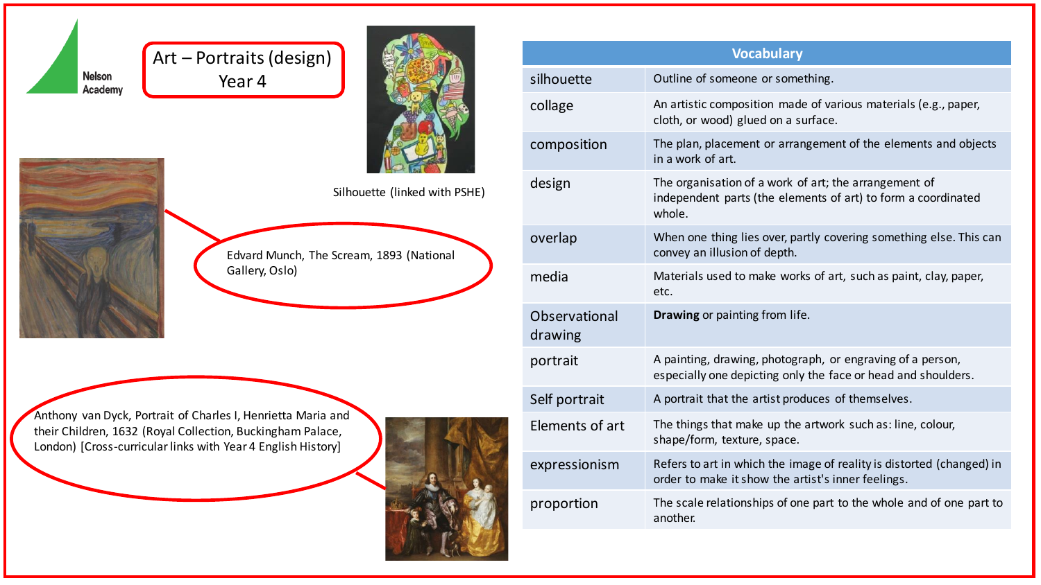Nelson Academy

# Art – Portraits (design) Year 4

Silhouette (linked with PSHE)

Edvard Munch, The Scream, 1893 (National Gallery, Oslo)

Anthony van Dyck, Portrait of Charles I, Henrietta Maria and their Children, 1632 (Royal Collection, Buckingham Palace, London) [Cross-curricular links with Year 4 English History]

| Vocabulary | |
| --- | --- |
| silhouette | Outline of someone or something. |
| collage | An artistic composition made of various materials (e.g., paper, cloth, or wood) glued on a surface. |
| composition | The plan, placement or arrangement of the elements and objects in a work of art. |
| design | The organisation of a work of art; the arrangement of independent parts (the elements of art) to form a coordinated whole. |
| overlap | When one thing lies over, partly covering something else. This can convey an illusion of depth. |
| media | Materials used to make works of art, such as paint, clay, paper, etc. |
| Observational drawing | **Drawing** or painting from life. |
| portrait | A painting, drawing, photograph, or engraving of a person, especially one depicting only the face or head and shoulders. |
| Self portrait | A portrait that the artist produces of themselves. |
| Elements of art | The things that make up the artwork such as: line, colour, shape/form, texture, space. |
| expressionism | Refers to art in which the image of reality is distorted (changed) in order to make it show the artist's inner feelings. |
| proportion | The scale relationships of one part to the whole and of one part to another. |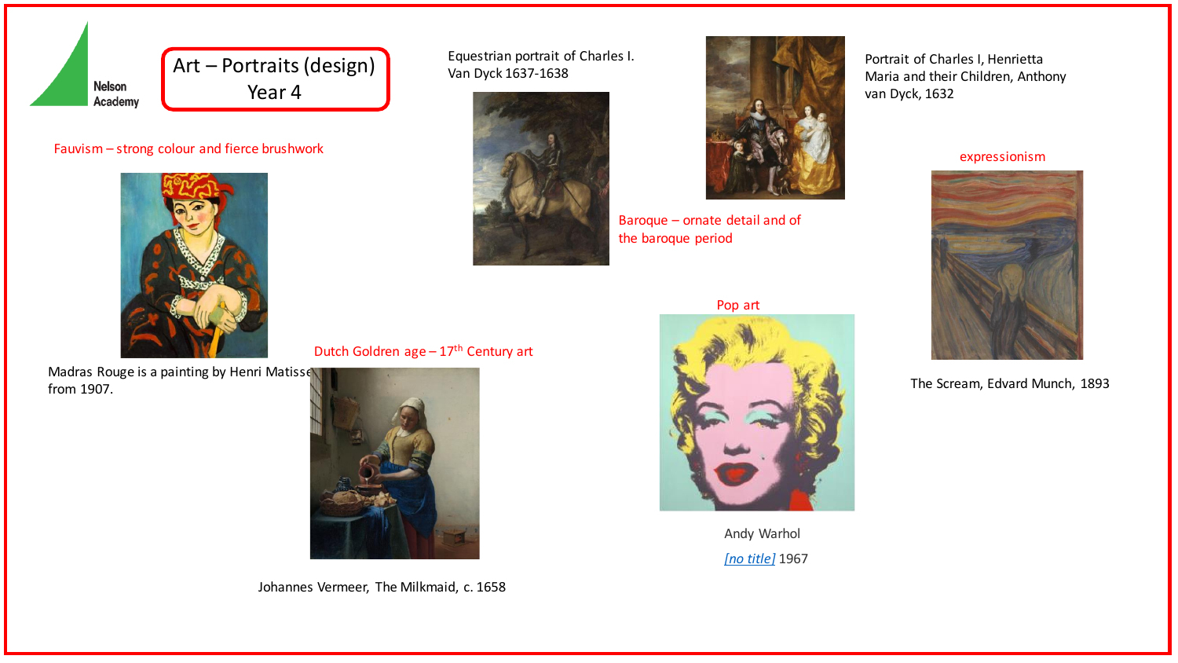# Art – Portraits (design) Year 4

Nelson Academy

Fauvism – strong colour and fierce brushwork

Madras Rouge is a painting by Henri Matisse from 1907.

Equestrian portrait of Charles I. Van Dyck 1637-1638

Portrait of Charles I, Henrietta Maria and their Children, Anthony van Dyck, 1632

Baroque – ornate detail and of the baroque period

expressionism

The Scream, Edvard Munch, 1893

Dutch Goldren age – 17th Century art

Johannes Vermeer, The Milkmaid, c. 1658

Pop art

Andy Warhol

[no title] 1967